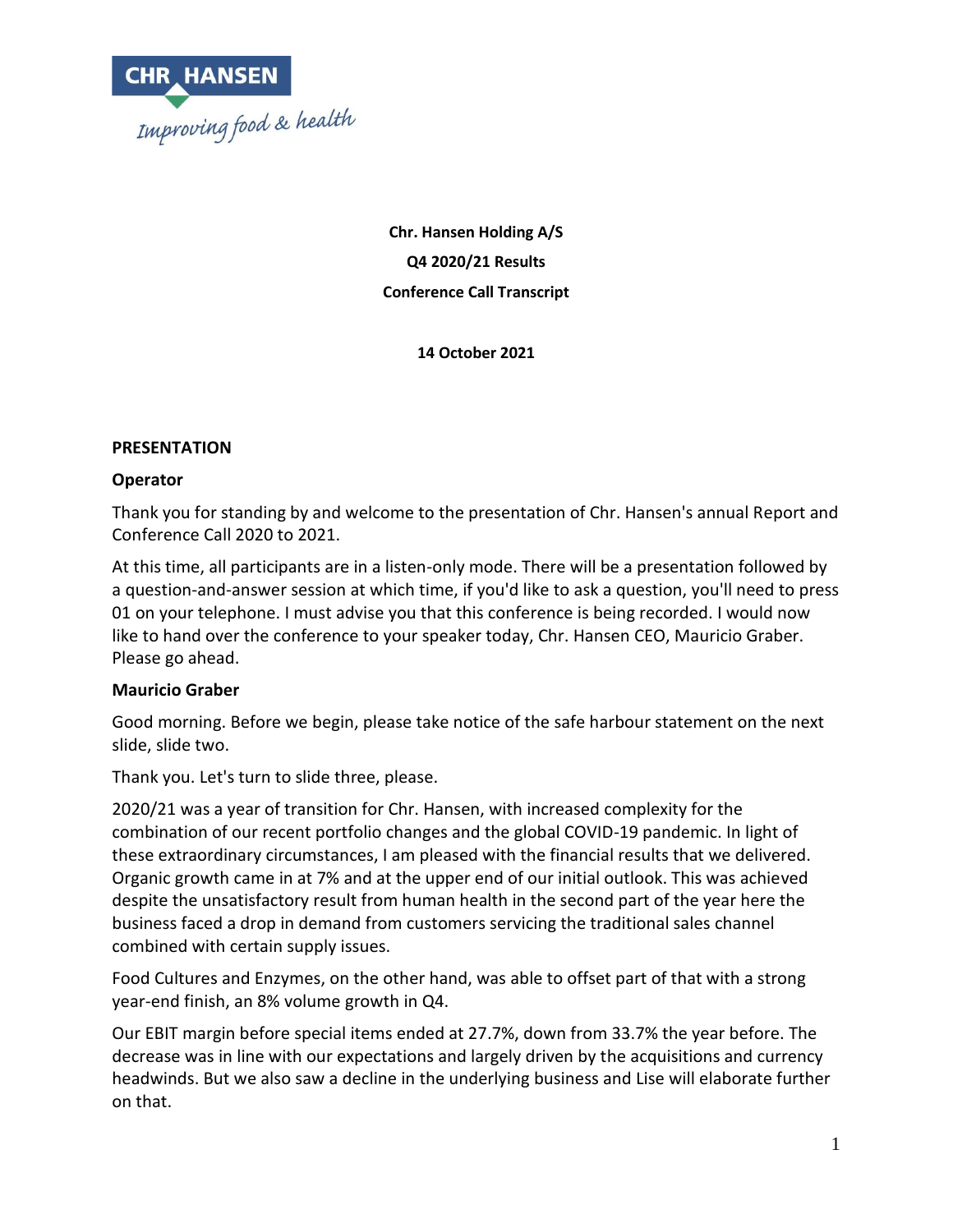**Chr. Hansen Holding A/S**

**Q4 2020/21 Results**

**Conference Call Transcript**

**14 October 2021**

## PRESENTATION

### Operator

Thank you for standing by and welcome to the presentation of Chr. Hansen's annual Report and Conference Call 2020 to 2021.

At this time, all participants are in a listen-only mode. There will be a presentation followed by a question-and-answer session at which time, if you'd like to ask a question, you'll need to press 01 on your telephone. I must advise you that this conference is being recorded. I would now like to hand over the conference to your speaker today, Chr. Hansen CEO, Mauricio Graber. Please go ahead.

### Mauricio Graber

Good morning. Before we begin, please take notice of the safe harbour statement on the next slide, slide two.

Thank you. Let's turn to slide three, please.

2020/21 was a year of transition for Chr. Hansen, with increased complexity for the combination of our recent portfolio changes and the global COVID-19 pandemic. In light of these extraordinary circumstances, I am pleased with the financial results that we delivered. Organic growth came in at 7% and at the upper end of our initial outlook. This was achieved despite the unsatisfactory result from human health in the second part of the year here the business faced a drop in demand from customers servicing the traditional sales channel combined with certain supply issues.

Food Cultures and Enzymes, on the other hand, was able to offset part of that with a strong year-end finish, an 8% volume growth in Q4.

Our EBIT margin before special items ended at 27.7%, down from 33.7% the year before. The decrease was in line with our expectations and largely driven by the acquisitions and currency headwinds. But we also saw a decline in the underlying business and Lise will elaborate further on that.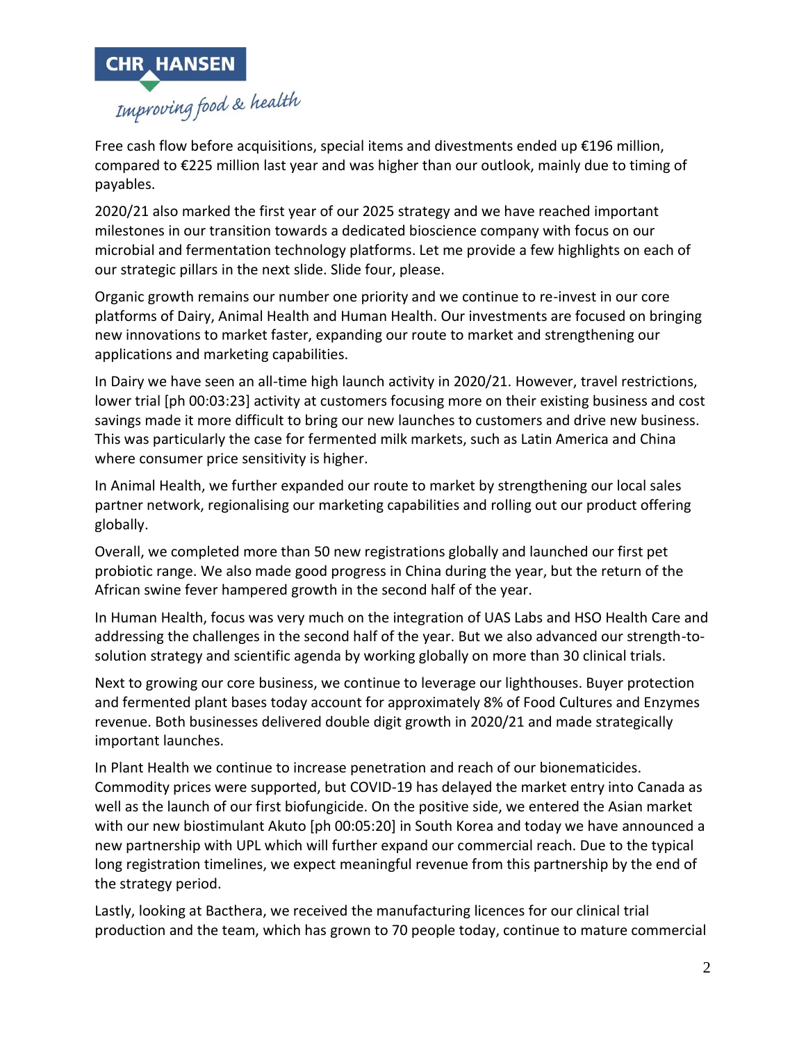Free cash flow before acquisitions, special items and divestments ended up €196 million, compared to €225 million last year and was higher than our outlook, mainly due to timing of payables.

2020/21 also marked the first year of our 2025 strategy and we have reached important milestones in our transition towards a dedicated bioscience company with focus on our microbial and fermentation technology platforms. Let me provide a few highlights on each of our strategic pillars in the next slide. Slide four, please.

Organic growth remains our number one priority and we continue to re-invest in our core platforms of Dairy, Animal Health and Human Health. Our investments are focused on bringing new innovations to market faster, expanding our route to market and strengthening our applications and marketing capabilities.

In Dairy we have seen an all-time high launch activity in 2020/21. However, travel restrictions, lower trial [ph 00:03:23] activity at customers focusing more on their existing business and cost savings made it more difficult to bring our new launches to customers and drive new business. This was particularly the case for fermented milk markets, such as Latin America and China where consumer price sensitivity is higher.

In Animal Health, we further expanded our route to market by strengthening our local sales partner network, regionalising our marketing capabilities and rolling out our product offering globally.

Overall, we completed more than 50 new registrations globally and launched our first pet probiotic range. We also made good progress in China during the year, but the return of the African swine fever hampered growth in the second half of the year.

In Human Health, focus was very much on the integration of UAS Labs and HSO Health Care and addressing the challenges in the second half of the year. But we also advanced our strength-to-solution strategy and scientific agenda by working globally on more than 30 clinical trials.

Next to growing our core business, we continue to leverage our lighthouses. Buyer protection and fermented plant bases today account for approximately 8% of Food Cultures and Enzymes revenue. Both businesses delivered double digit growth in 2020/21 and made strategically important launches.

In Plant Health we continue to increase penetration and reach of our bionematicides. Commodity prices were supported, but COVID-19 has delayed the market entry into Canada as well as the launch of our first biofungicide. On the positive side, we entered the Asian market with our new biostimulant Akuto [ph 00:05:20] in South Korea and today we have announced a new partnership with UPL which will further expand our commercial reach. Due to the typical long registration timelines, we expect meaningful revenue from this partnership by the end of the strategy period.

Lastly, looking at Bacthera, we received the manufacturing licences for our clinical trial production and the team, which has grown to 70 people today, continue to mature commercial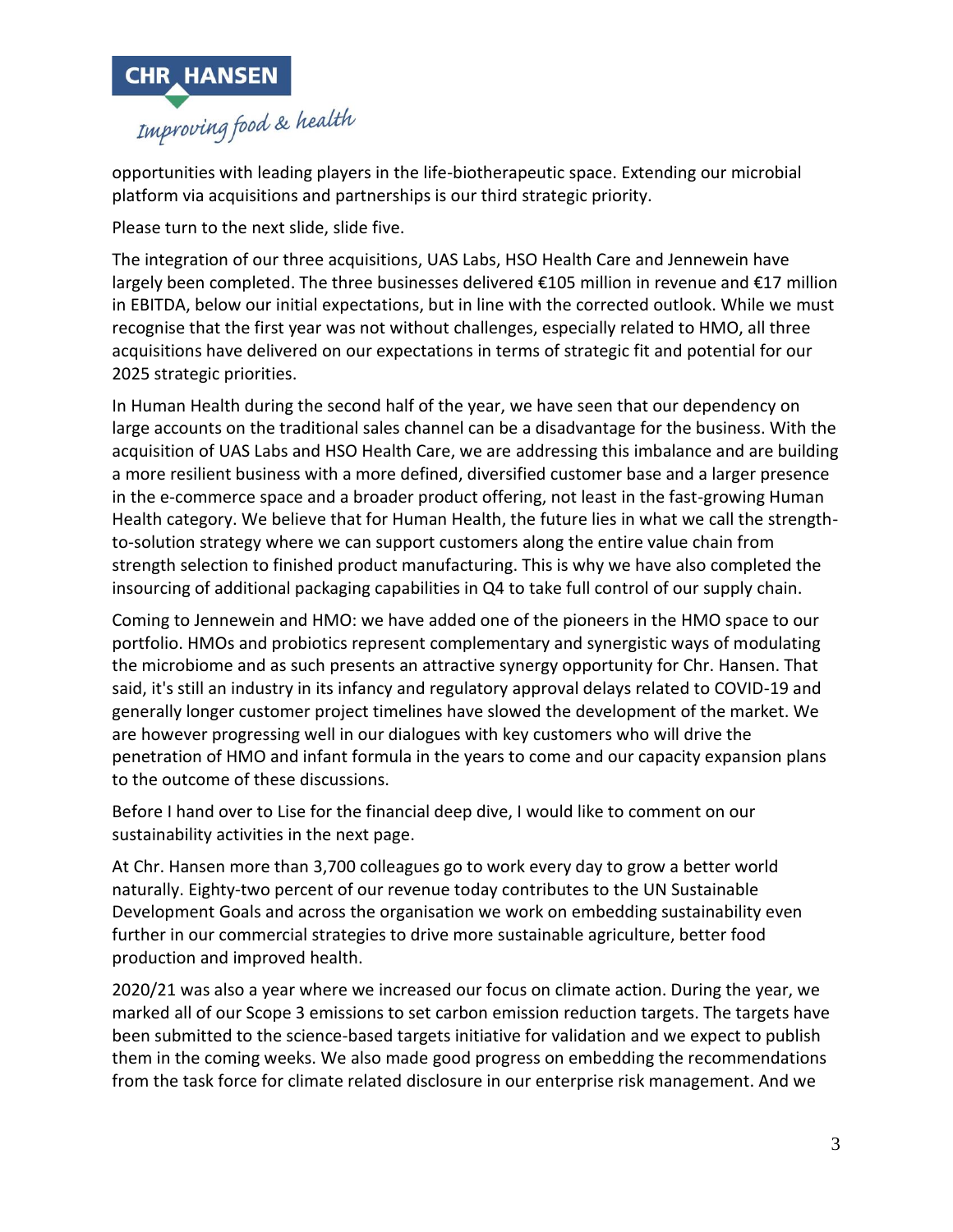opportunities with leading players in the life-biotherapeutic space. Extending our microbial platform via acquisitions and partnerships is our third strategic priority.

Please turn to the next slide, slide five.

The integration of our three acquisitions, UAS Labs, HSO Health Care and Jennewein have largely been completed. The three businesses delivered €105 million in revenue and €17 million in EBITDA, below our initial expectations, but in line with the corrected outlook. While we must recognise that the first year was not without challenges, especially related to HMO, all three acquisitions have delivered on our expectations in terms of strategic fit and potential for our 2025 strategic priorities.

In Human Health during the second half of the year, we have seen that our dependency on large accounts on the traditional sales channel can be a disadvantage for the business. With the acquisition of UAS Labs and HSO Health Care, we are addressing this imbalance and are building a more resilient business with a more defined, diversified customer base and a larger presence in the e-commerce space and a broader product offering, not least in the fast-growing Human Health category. We believe that for Human Health, the future lies in what we call the strength-to-solution strategy where we can support customers along the entire value chain from strength selection to finished product manufacturing. This is why we have also completed the insourcing of additional packaging capabilities in Q4 to take full control of our supply chain.

Coming to Jennewein and HMO: we have added one of the pioneers in the HMO space to our portfolio. HMOs and probiotics represent complementary and synergistic ways of modulating the microbiome and as such presents an attractive synergy opportunity for Chr. Hansen. That said, it's still an industry in its infancy and regulatory approval delays related to COVID-19 and generally longer customer project timelines have slowed the development of the market. We are however progressing well in our dialogues with key customers who will drive the penetration of HMO and infant formula in the years to come and our capacity expansion plans to the outcome of these discussions.

Before I hand over to Lise for the financial deep dive, I would like to comment on our sustainability activities in the next page.

At Chr. Hansen more than 3,700 colleagues go to work every day to grow a better world naturally. Eighty-two percent of our revenue today contributes to the UN Sustainable Development Goals and across the organisation we work on embedding sustainability even further in our commercial strategies to drive more sustainable agriculture, better food production and improved health.

2020/21 was also a year where we increased our focus on climate action. During the year, we marked all of our Scope 3 emissions to set carbon emission reduction targets. The targets have been submitted to the science-based targets initiative for validation and we expect to publish them in the coming weeks. We also made good progress on embedding the recommendations from the task force for climate related disclosure in our enterprise risk management. And we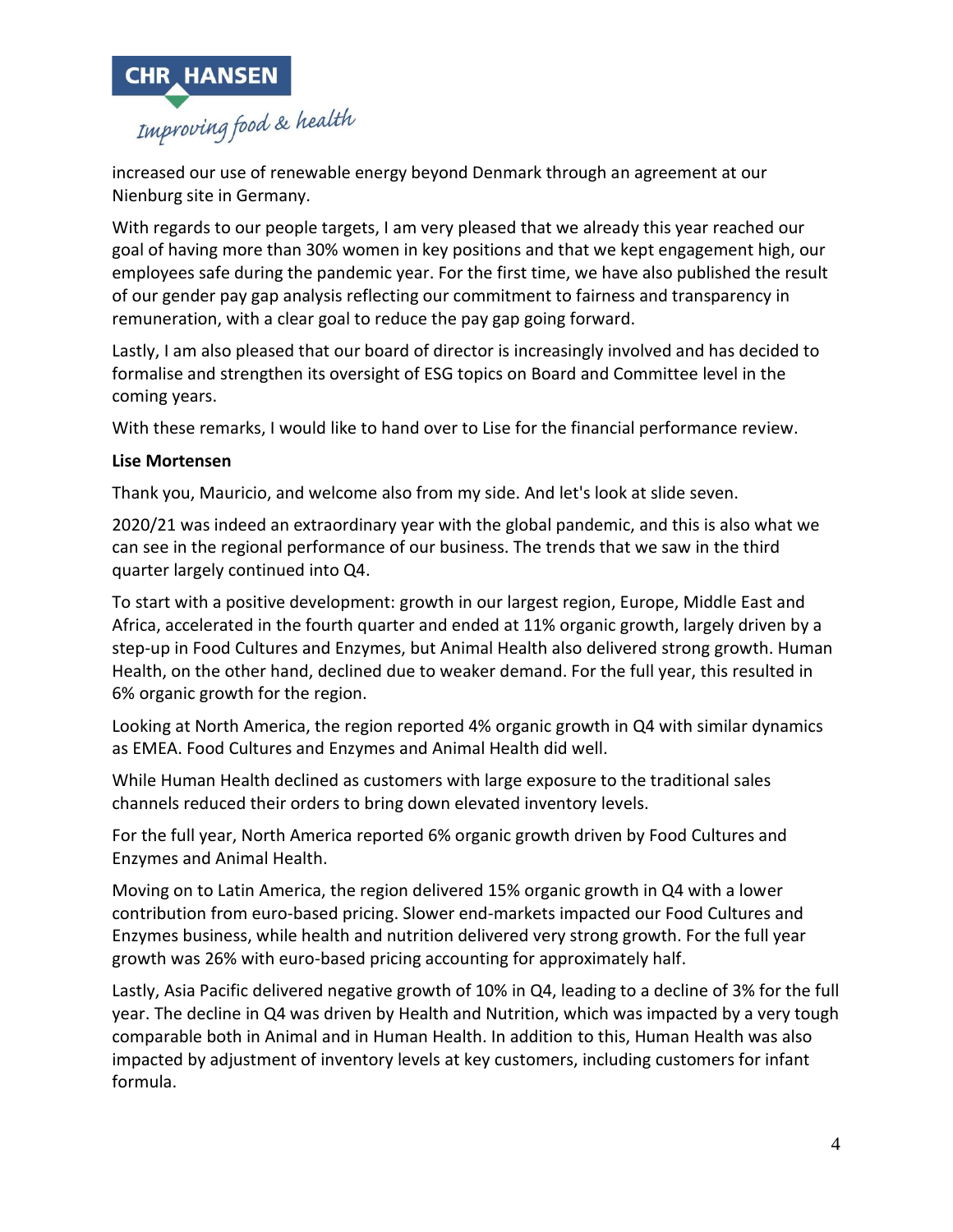increased our use of renewable energy beyond Denmark through an agreement at our Nienburg site in Germany.

With regards to our people targets, I am very pleased that we already this year reached our goal of having more than 30% women in key positions and that we kept engagement high, our employees safe during the pandemic year. For the first time, we have also published the result of our gender pay gap analysis reflecting our commitment to fairness and transparency in remuneration, with a clear goal to reduce the pay gap going forward.

Lastly, I am also pleased that our board of director is increasingly involved and has decided to formalise and strengthen its oversight of ESG topics on Board and Committee level in the coming years.

With these remarks, I would like to hand over to Lise for the financial performance review.

**Lise Mortensen**

Thank you, Mauricio, and welcome also from my side. And let's look at slide seven.

2020/21 was indeed an extraordinary year with the global pandemic, and this is also what we can see in the regional performance of our business. The trends that we saw in the third quarter largely continued into Q4.

To start with a positive development: growth in our largest region, Europe, Middle East and Africa, accelerated in the fourth quarter and ended at 11% organic growth, largely driven by a step-up in Food Cultures and Enzymes, but Animal Health also delivered strong growth. Human Health, on the other hand, declined due to weaker demand. For the full year, this resulted in 6% organic growth for the region.

Looking at North America, the region reported 4% organic growth in Q4 with similar dynamics as EMEA. Food Cultures and Enzymes and Animal Health did well.

While Human Health declined as customers with large exposure to the traditional sales channels reduced their orders to bring down elevated inventory levels.

For the full year, North America reported 6% organic growth driven by Food Cultures and Enzymes and Animal Health.

Moving on to Latin America, the region delivered 15% organic growth in Q4 with a lower contribution from euro-based pricing. Slower end-markets impacted our Food Cultures and Enzymes business, while health and nutrition delivered very strong growth. For the full year growth was 26% with euro-based pricing accounting for approximately half.

Lastly, Asia Pacific delivered negative growth of 10% in Q4, leading to a decline of 3% for the full year. The decline in Q4 was driven by Health and Nutrition, which was impacted by a very tough comparable both in Animal and in Human Health. In addition to this, Human Health was also impacted by adjustment of inventory levels at key customers, including customers for infant formula.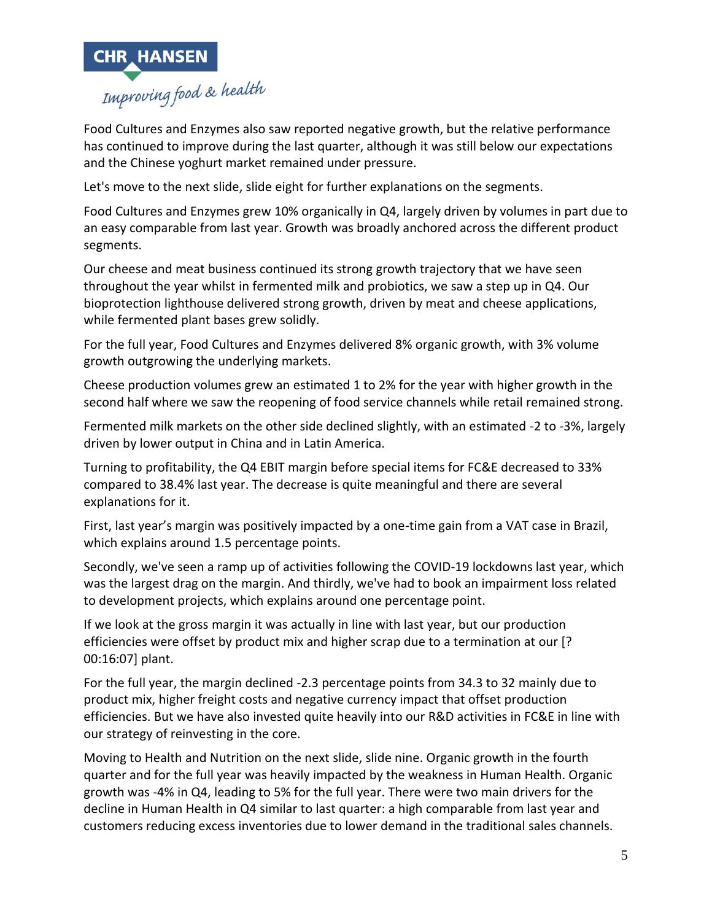Food Cultures and Enzymes also saw reported negative growth, but the relative performance has continued to improve during the last quarter, although it was still below our expectations and the Chinese yoghurt market remained under pressure.

Let's move to the next slide, slide eight for further explanations on the segments.

Food Cultures and Enzymes grew 10% organically in Q4, largely driven by volumes in part due to an easy comparable from last year. Growth was broadly anchored across the different product segments.

Our cheese and meat business continued its strong growth trajectory that we have seen throughout the year whilst in fermented milk and probiotics, we saw a step up in Q4. Our bioprotection lighthouse delivered strong growth, driven by meat and cheese applications, while fermented plant bases grew solidly.

For the full year, Food Cultures and Enzymes delivered 8% organic growth, with 3% volume growth outgrowing the underlying markets.

Cheese production volumes grew an estimated 1 to 2% for the year with higher growth in the second half where we saw the reopening of food service channels while retail remained strong.

Fermented milk markets on the other side declined slightly, with an estimated -2 to -3%, largely driven by lower output in China and in Latin America.

Turning to profitability, the Q4 EBIT margin before special items for FC&E decreased to 33% compared to 38.4% last year. The decrease is quite meaningful and there are several explanations for it.

First, last year's margin was positively impacted by a one-time gain from a VAT case in Brazil, which explains around 1.5 percentage points.

Secondly, we've seen a ramp up of activities following the COVID-19 lockdowns last year, which was the largest drag on the margin. And thirdly, we've had to book an impairment loss related to development projects, which explains around one percentage point.

If we look at the gross margin it was actually in line with last year, but our production efficiencies were offset by product mix and higher scrap due to a termination at our [? 00:16:07] plant.

For the full year, the margin declined -2.3 percentage points from 34.3 to 32 mainly due to product mix, higher freight costs and negative currency impact that offset production efficiencies. But we have also invested quite heavily into our R&D activities in FC&E in line with our strategy of reinvesting in the core.

Moving to Health and Nutrition on the next slide, slide nine. Organic growth in the fourth quarter and for the full year was heavily impacted by the weakness in Human Health. Organic growth was -4% in Q4, leading to 5% for the full year. There were two main drivers for the decline in Human Health in Q4 similar to last quarter: a high comparable from last year and customers reducing excess inventories due to lower demand in the traditional sales channels.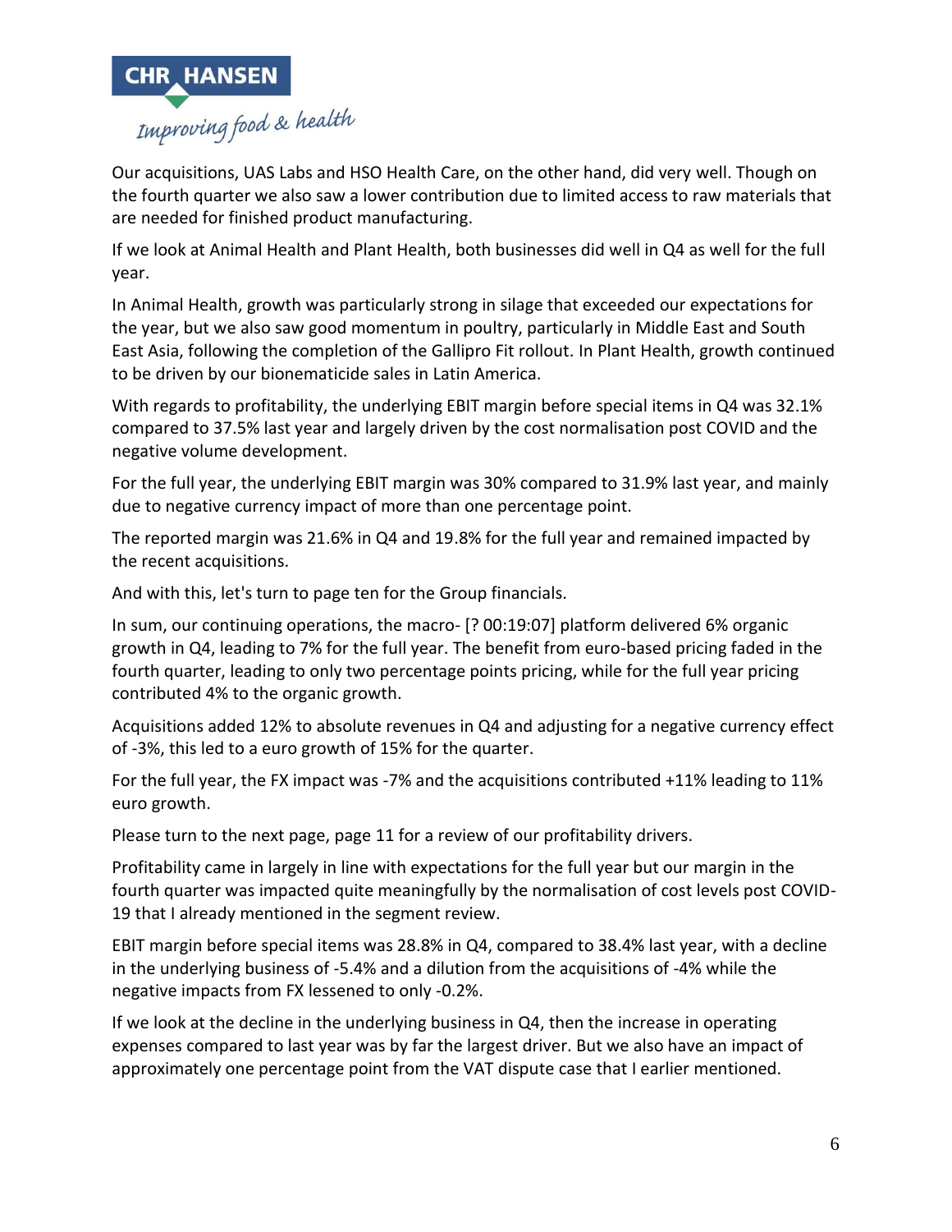Our acquisitions, UAS Labs and HSO Health Care, on the other hand, did very well. Though on the fourth quarter we also saw a lower contribution due to limited access to raw materials that are needed for finished product manufacturing.

If we look at Animal Health and Plant Health, both businesses did well in Q4 as well for the full year.

In Animal Health, growth was particularly strong in silage that exceeded our expectations for the year, but we also saw good momentum in poultry, particularly in Middle East and South East Asia, following the completion of the Gallipro Fit rollout. In Plant Health, growth continued to be driven by our bionematicide sales in Latin America.

With regards to profitability, the underlying EBIT margin before special items in Q4 was 32.1% compared to 37.5% last year and largely driven by the cost normalisation post COVID and the negative volume development.

For the full year, the underlying EBIT margin was 30% compared to 31.9% last year, and mainly due to negative currency impact of more than one percentage point.

The reported margin was 21.6% in Q4 and 19.8% for the full year and remained impacted by the recent acquisitions.

And with this, let's turn to page ten for the Group financials.

In sum, our continuing operations, the macro- [? 00:19:07] platform delivered 6% organic growth in Q4, leading to 7% for the full year. The benefit from euro-based pricing faded in the fourth quarter, leading to only two percentage points pricing, while for the full year pricing contributed 4% to the organic growth.

Acquisitions added 12% to absolute revenues in Q4 and adjusting for a negative currency effect of -3%, this led to a euro growth of 15% for the quarter.

For the full year, the FX impact was -7% and the acquisitions contributed +11% leading to 11% euro growth.

Please turn to the next page, page 11 for a review of our profitability drivers.

Profitability came in largely in line with expectations for the full year but our margin in the fourth quarter was impacted quite meaningfully by the normalisation of cost levels post COVID-19 that I already mentioned in the segment review.

EBIT margin before special items was 28.8% in Q4, compared to 38.4% last year, with a decline in the underlying business of -5.4% and a dilution from the acquisitions of -4% while the negative impacts from FX lessened to only -0.2%.

If we look at the decline in the underlying business in Q4, then the increase in operating expenses compared to last year was by far the largest driver. But we also have an impact of approximately one percentage point from the VAT dispute case that I earlier mentioned.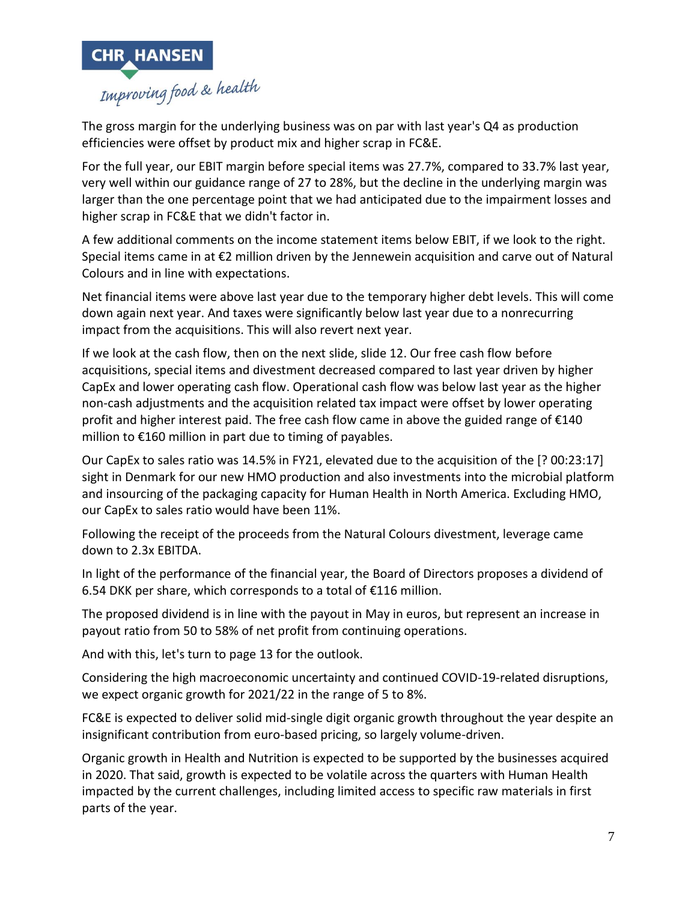The gross margin for the underlying business was on par with last year's Q4 as production efficiencies were offset by product mix and higher scrap in FC&E.

For the full year, our EBIT margin before special items was 27.7%, compared to 33.7% last year, very well within our guidance range of 27 to 28%, but the decline in the underlying margin was larger than the one percentage point that we had anticipated due to the impairment losses and higher scrap in FC&E that we didn't factor in.

A few additional comments on the income statement items below EBIT, if we look to the right. Special items came in at €2 million driven by the Jennewein acquisition and carve out of Natural Colours and in line with expectations.

Net financial items were above last year due to the temporary higher debt levels. This will come down again next year. And taxes were significantly below last year due to a nonrecurring impact from the acquisitions. This will also revert next year.

If we look at the cash flow, then on the next slide, slide 12. Our free cash flow before acquisitions, special items and divestment decreased compared to last year driven by higher CapEx and lower operating cash flow. Operational cash flow was below last year as the higher non-cash adjustments and the acquisition related tax impact were offset by lower operating profit and higher interest paid. The free cash flow came in above the guided range of €140 million to €160 million in part due to timing of payables.

Our CapEx to sales ratio was 14.5% in FY21, elevated due to the acquisition of the [? 00:23:17] sight in Denmark for our new HMO production and also investments into the microbial platform and insourcing of the packaging capacity for Human Health in North America. Excluding HMO, our CapEx to sales ratio would have been 11%.

Following the receipt of the proceeds from the Natural Colours divestment, leverage came down to 2.3x EBITDA.

In light of the performance of the financial year, the Board of Directors proposes a dividend of 6.54 DKK per share, which corresponds to a total of €116 million.

The proposed dividend is in line with the payout in May in euros, but represent an increase in payout ratio from 50 to 58% of net profit from continuing operations.

And with this, let's turn to page 13 for the outlook.

Considering the high macroeconomic uncertainty and continued COVID-19-related disruptions, we expect organic growth for 2021/22 in the range of 5 to 8%.

FC&E is expected to deliver solid mid-single digit organic growth throughout the year despite an insignificant contribution from euro-based pricing, so largely volume-driven.

Organic growth in Health and Nutrition is expected to be supported by the businesses acquired in 2020. That said, growth is expected to be volatile across the quarters with Human Health impacted by the current challenges, including limited access to specific raw materials in first parts of the year.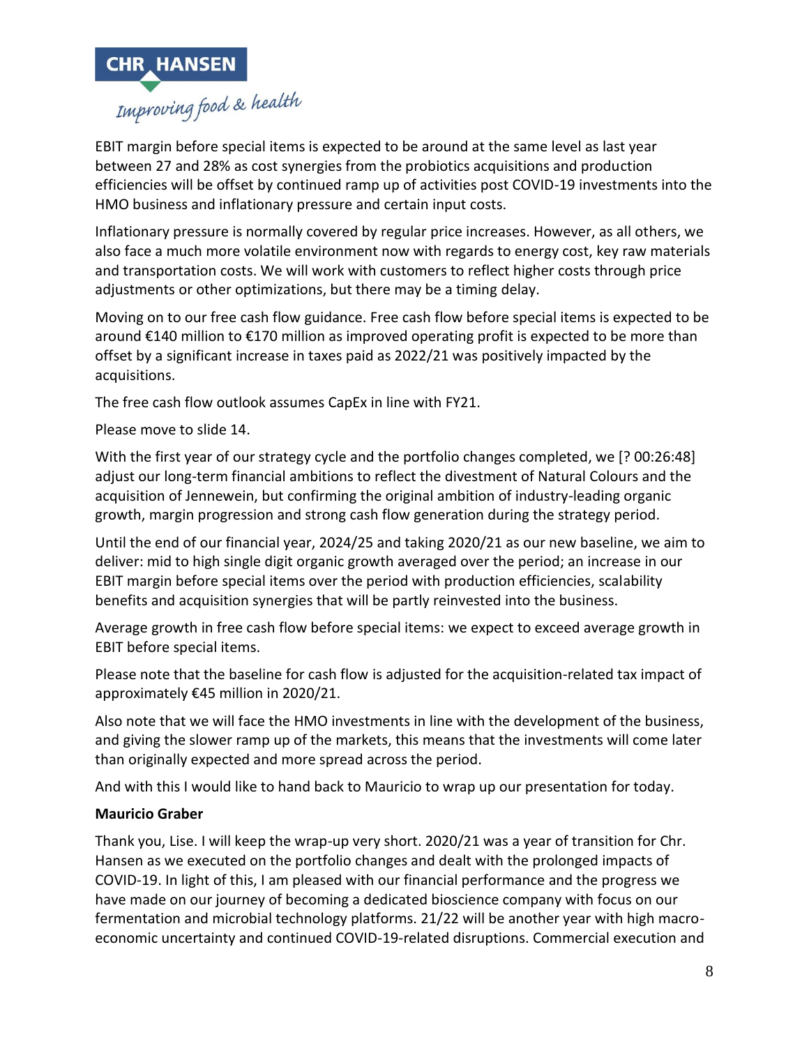EBIT margin before special items is expected to be around at the same level as last year between 27 and 28% as cost synergies from the probiotics acquisitions and production efficiencies will be offset by continued ramp up of activities post COVID-19 investments into the HMO business and inflationary pressure and certain input costs.

Inflationary pressure is normally covered by regular price increases. However, as all others, we also face a much more volatile environment now with regards to energy cost, key raw materials and transportation costs. We will work with customers to reflect higher costs through price adjustments or other optimizations, but there may be a timing delay.

Moving on to our free cash flow guidance. Free cash flow before special items is expected to be around €140 million to €170 million as improved operating profit is expected to be more than offset by a significant increase in taxes paid as 2022/21 was positively impacted by the acquisitions.

The free cash flow outlook assumes CapEx in line with FY21.

Please move to slide 14.

With the first year of our strategy cycle and the portfolio changes completed, we [? 00:26:48] adjust our long-term financial ambitions to reflect the divestment of Natural Colours and the acquisition of Jennewein, but confirming the original ambition of industry-leading organic growth, margin progression and strong cash flow generation during the strategy period.

Until the end of our financial year, 2024/25 and taking 2020/21 as our new baseline, we aim to deliver: mid to high single digit organic growth averaged over the period; an increase in our EBIT margin before special items over the period with production efficiencies, scalability benefits and acquisition synergies that will be partly reinvested into the business.

Average growth in free cash flow before special items: we expect to exceed average growth in EBIT before special items.

Please note that the baseline for cash flow is adjusted for the acquisition-related tax impact of approximately €45 million in 2020/21.

Also note that we will face the HMO investments in line with the development of the business, and giving the slower ramp up of the markets, this means that the investments will come later than originally expected and more spread across the period.

And with this I would like to hand back to Mauricio to wrap up our presentation for today.

**Mauricio Graber**

Thank you, Lise. I will keep the wrap-up very short. 2020/21 was a year of transition for Chr. Hansen as we executed on the portfolio changes and dealt with the prolonged impacts of COVID-19. In light of this, I am pleased with our financial performance and the progress we have made on our journey of becoming a dedicated bioscience company with focus on our fermentation and microbial technology platforms. 21/22 will be another year with high macro-economic uncertainty and continued COVID-19-related disruptions. Commercial execution and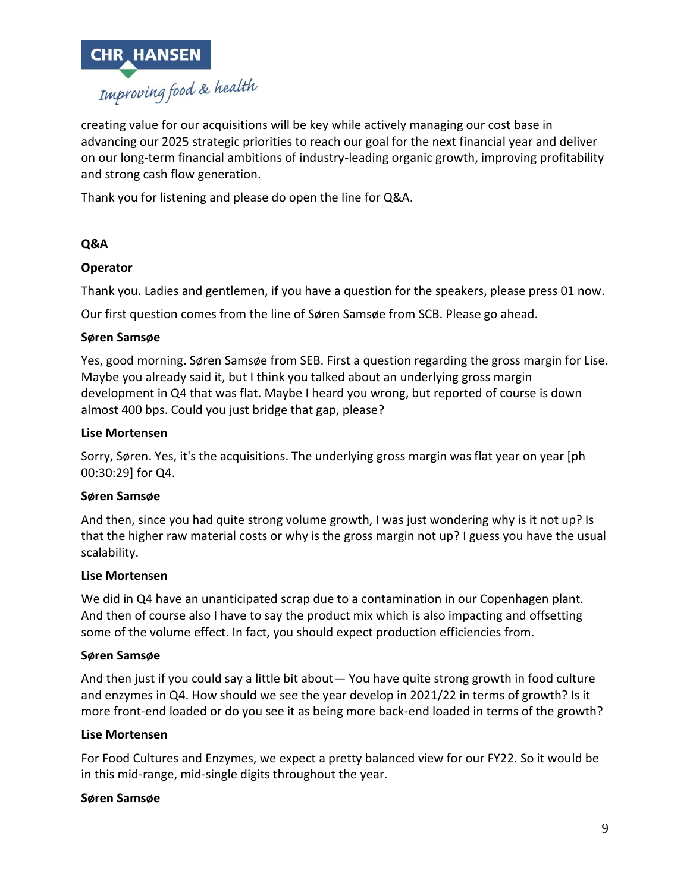creating value for our acquisitions will be key while actively managing our cost base in advancing our 2025 strategic priorities to reach our goal for the next financial year and deliver on our long-term financial ambitions of industry-leading organic growth, improving profitability and strong cash flow generation.

Thank you for listening and please do open the line for Q&A.

**Q&A**

**Operator**

Thank you. Ladies and gentlemen, if you have a question for the speakers, please press 01 now.

Our first question comes from the line of Søren Samsøe from SCB. Please go ahead.

**Søren Samsøe**

Yes, good morning. Søren Samsøe from SEB. First a question regarding the gross margin for Lise. Maybe you already said it, but I think you talked about an underlying gross margin development in Q4 that was flat. Maybe I heard you wrong, but reported of course is down almost 400 bps. Could you just bridge that gap, please?

**Lise Mortensen**

Sorry, Søren. Yes, it's the acquisitions. The underlying gross margin was flat year on year [ph 00:30:29] for Q4.

**Søren Samsøe**

And then, since you had quite strong volume growth, I was just wondering why is it not up? Is that the higher raw material costs or why is the gross margin not up? I guess you have the usual scalability.

**Lise Mortensen**

We did in Q4 have an unanticipated scrap due to a contamination in our Copenhagen plant. And then of course also I have to say the product mix which is also impacting and offsetting some of the volume effect. In fact, you should expect production efficiencies from.

**Søren Samsøe**

And then just if you could say a little bit about— You have quite strong growth in food culture and enzymes in Q4. How should we see the year develop in 2021/22 in terms of growth? Is it more front-end loaded or do you see it as being more back-end loaded in terms of the growth?

**Lise Mortensen**

For Food Cultures and Enzymes, we expect a pretty balanced view for our FY22. So it would be in this mid-range, mid-single digits throughout the year.

**Søren Samsøe**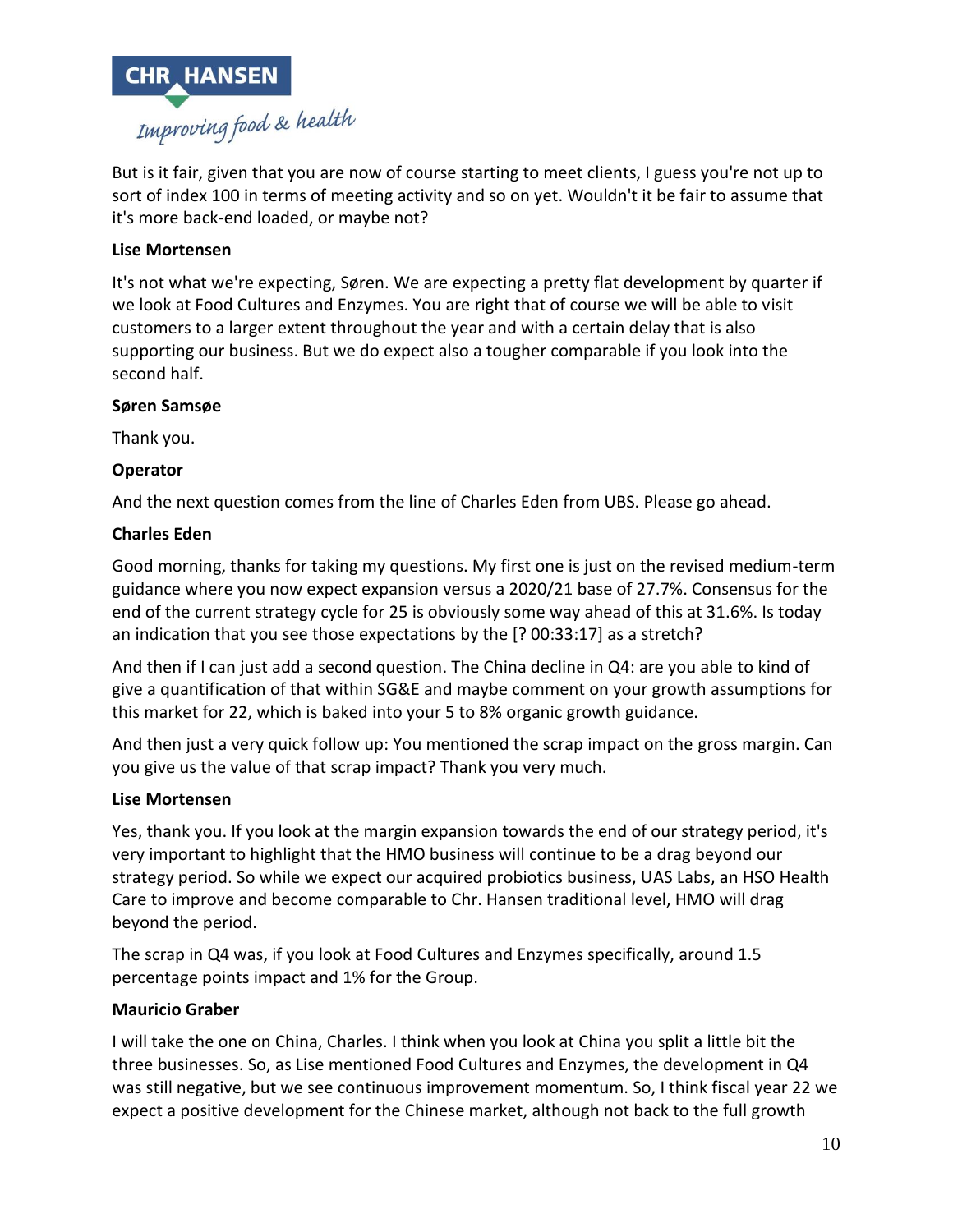But is it fair, given that you are now of course starting to meet clients, I guess you're not up to sort of index 100 in terms of meeting activity and so on yet. Wouldn't it be fair to assume that it's more back-end loaded, or maybe not?

**Lise Mortensen**

It's not what we're expecting, Søren. We are expecting a pretty flat development by quarter if we look at Food Cultures and Enzymes. You are right that of course we will be able to visit customers to a larger extent throughout the year and with a certain delay that is also supporting our business. But we do expect also a tougher comparable if you look into the second half.

**Søren Samsøe**

Thank you.

**Operator**

And the next question comes from the line of Charles Eden from UBS. Please go ahead.

**Charles Eden**

Good morning, thanks for taking my questions. My first one is just on the revised medium-term guidance where you now expect expansion versus a 2020/21 base of 27.7%. Consensus for the end of the current strategy cycle for 25 is obviously some way ahead of this at 31.6%. Is today an indication that you see those expectations by the [? 00:33:17] as a stretch?

And then if I can just add a second question. The China decline in Q4: are you able to kind of give a quantification of that within SG&E and maybe comment on your growth assumptions for this market for 22, which is baked into your 5 to 8% organic growth guidance.

And then just a very quick follow up: You mentioned the scrap impact on the gross margin. Can you give us the value of that scrap impact? Thank you very much.

**Lise Mortensen**

Yes, thank you. If you look at the margin expansion towards the end of our strategy period, it's very important to highlight that the HMO business will continue to be a drag beyond our strategy period. So while we expect our acquired probiotics business, UAS Labs, an HSO Health Care to improve and become comparable to Chr. Hansen traditional level, HMO will drag beyond the period.

The scrap in Q4 was, if you look at Food Cultures and Enzymes specifically, around 1.5 percentage points impact and 1% for the Group.

**Mauricio Graber**

I will take the one on China, Charles. I think when you look at China you split a little bit the three businesses. So, as Lise mentioned Food Cultures and Enzymes, the development in Q4 was still negative, but we see continuous improvement momentum. So, I think fiscal year 22 we expect a positive development for the Chinese market, although not back to the full growth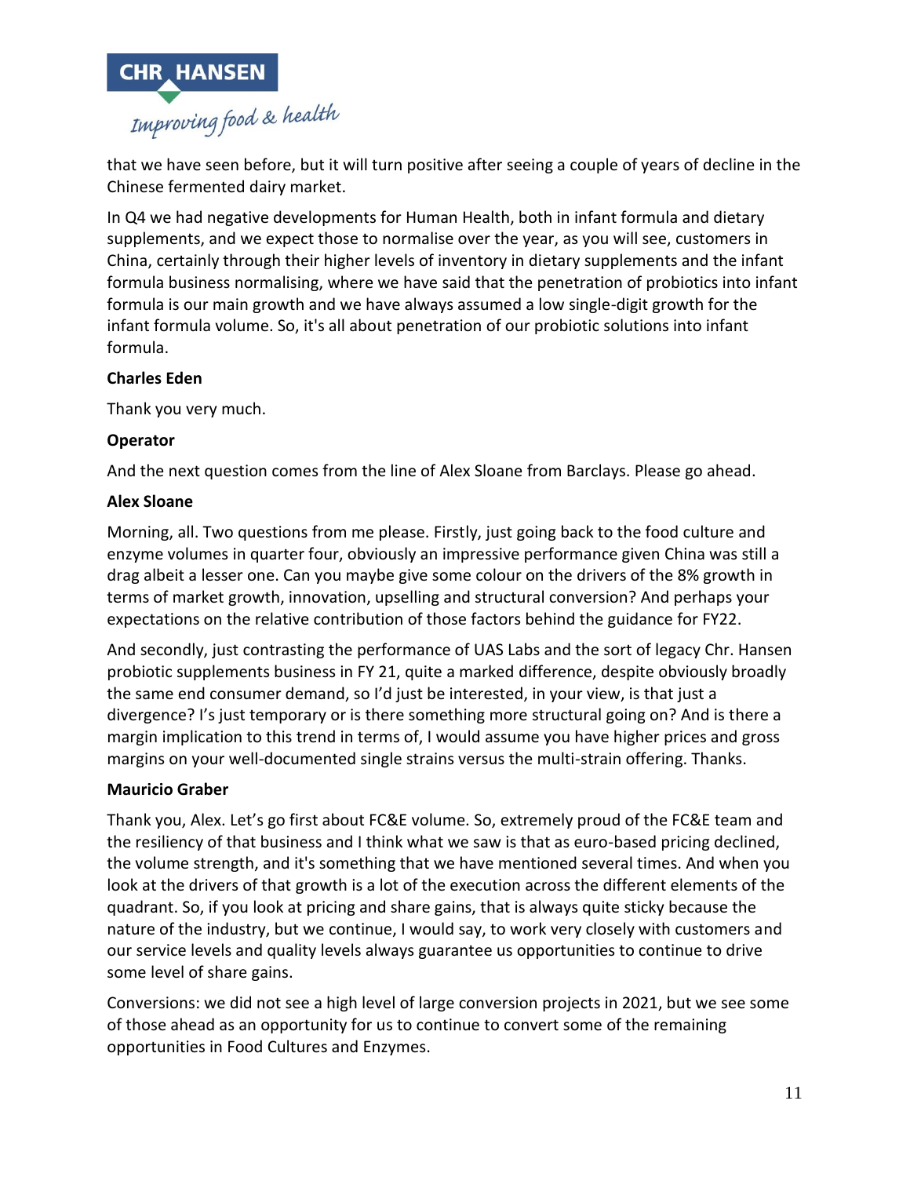that we have seen before, but it will turn positive after seeing a couple of years of decline in the Chinese fermented dairy market.

In Q4 we had negative developments for Human Health, both in infant formula and dietary supplements, and we expect those to normalise over the year, as you will see, customers in China, certainly through their higher levels of inventory in dietary supplements and the infant formula business normalising, where we have said that the penetration of probiotics into infant formula is our main growth and we have always assumed a low single-digit growth for the infant formula volume. So, it's all about penetration of our probiotic solutions into infant formula.

**Charles Eden**

Thank you very much.

**Operator**

And the next question comes from the line of Alex Sloane from Barclays. Please go ahead.

**Alex Sloane**

Morning, all. Two questions from me please. Firstly, just going back to the food culture and enzyme volumes in quarter four, obviously an impressive performance given China was still a drag albeit a lesser one. Can you maybe give some colour on the drivers of the 8% growth in terms of market growth, innovation, upselling and structural conversion? And perhaps your expectations on the relative contribution of those factors behind the guidance for FY22.

And secondly, just contrasting the performance of UAS Labs and the sort of legacy Chr. Hansen probiotic supplements business in FY 21, quite a marked difference, despite obviously broadly the same end consumer demand, so I'd just be interested, in your view, is that just a divergence? I's just temporary or is there something more structural going on? And is there a margin implication to this trend in terms of, I would assume you have higher prices and gross margins on your well-documented single strains versus the multi-strain offering. Thanks.

**Mauricio Graber**

Thank you, Alex. Let's go first about FC&E volume. So, extremely proud of the FC&E team and the resiliency of that business and I think what we saw is that as euro-based pricing declined, the volume strength, and it's something that we have mentioned several times. And when you look at the drivers of that growth is a lot of the execution across the different elements of the quadrant. So, if you look at pricing and share gains, that is always quite sticky because the nature of the industry, but we continue, I would say, to work very closely with customers and our service levels and quality levels always guarantee us opportunities to continue to drive some level of share gains.

Conversions: we did not see a high level of large conversion projects in 2021, but we see some of those ahead as an opportunity for us to continue to convert some of the remaining opportunities in Food Cultures and Enzymes.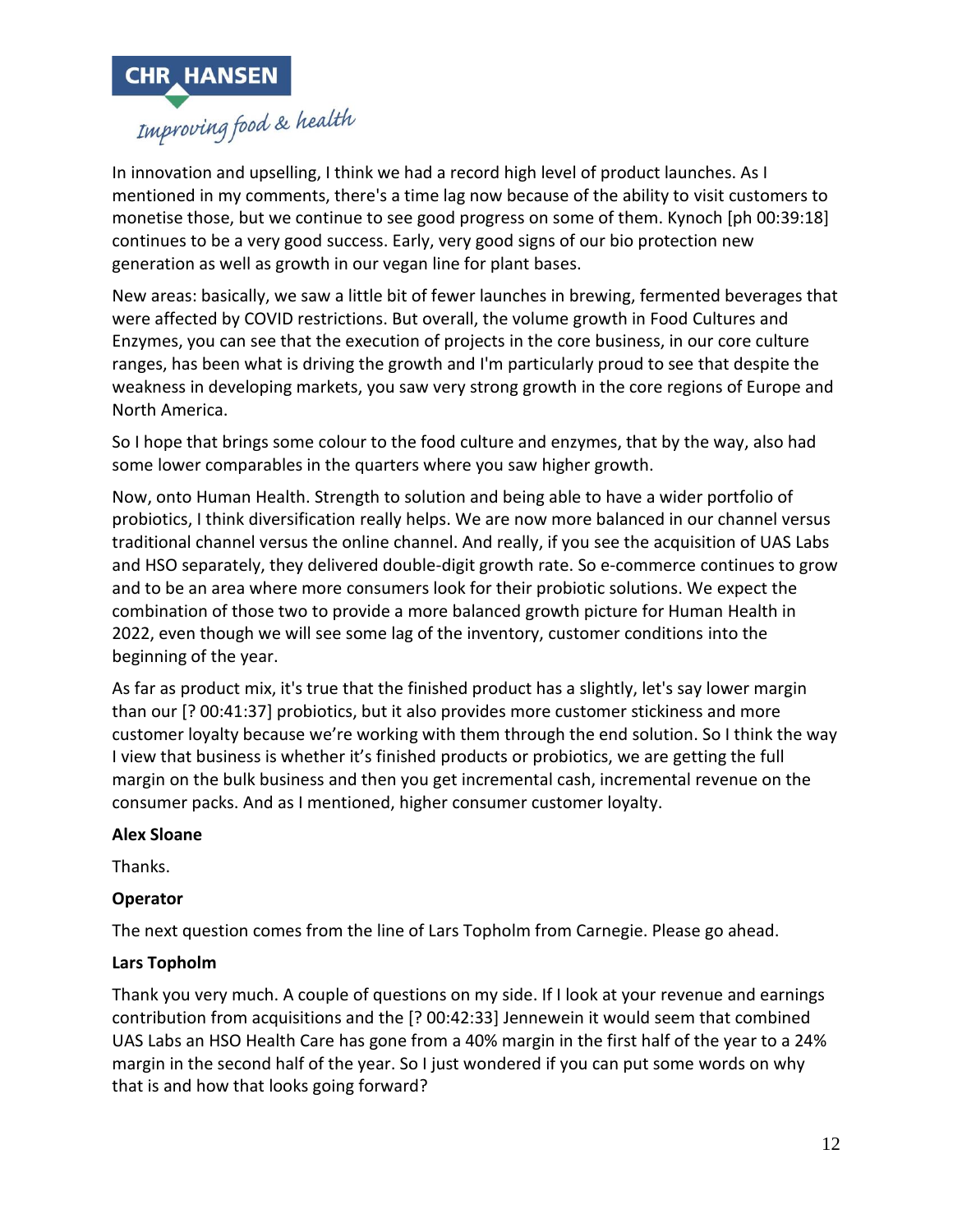In innovation and upselling, I think we had a record high level of product launches. As I mentioned in my comments, there's a time lag now because of the ability to visit customers to monetise those, but we continue to see good progress on some of them. Kynoch [ph 00:39:18] continues to be a very good success. Early, very good signs of our bio protection new generation as well as growth in our vegan line for plant bases.

New areas: basically, we saw a little bit of fewer launches in brewing, fermented beverages that were affected by COVID restrictions. But overall, the volume growth in Food Cultures and Enzymes, you can see that the execution of projects in the core business, in our core culture ranges, has been what is driving the growth and I'm particularly proud to see that despite the weakness in developing markets, you saw very strong growth in the core regions of Europe and North America.

So I hope that brings some colour to the food culture and enzymes, that by the way, also had some lower comparables in the quarters where you saw higher growth.

Now, onto Human Health. Strength to solution and being able to have a wider portfolio of probiotics, I think diversification really helps. We are now more balanced in our channel versus traditional channel versus the online channel. And really, if you see the acquisition of UAS Labs and HSO separately, they delivered double-digit growth rate. So e-commerce continues to grow and to be an area where more consumers look for their probiotic solutions. We expect the combination of those two to provide a more balanced growth picture for Human Health in 2022, even though we will see some lag of the inventory, customer conditions into the beginning of the year.

As far as product mix, it's true that the finished product has a slightly, let's say lower margin than our [? 00:41:37] probiotics, but it also provides more customer stickiness and more customer loyalty because we're working with them through the end solution. So I think the way I view that business is whether it's finished products or probiotics, we are getting the full margin on the bulk business and then you get incremental cash, incremental revenue on the consumer packs. And as I mentioned, higher consumer customer loyalty.

**Alex Sloane**

Thanks.

**Operator**

The next question comes from the line of Lars Topholm from Carnegie. Please go ahead.

**Lars Topholm**

Thank you very much. A couple of questions on my side. If I look at your revenue and earnings contribution from acquisitions and the [? 00:42:33] Jennewein it would seem that combined UAS Labs an HSO Health Care has gone from a 40% margin in the first half of the year to a 24% margin in the second half of the year. So I just wondered if you can put some words on why that is and how that looks going forward?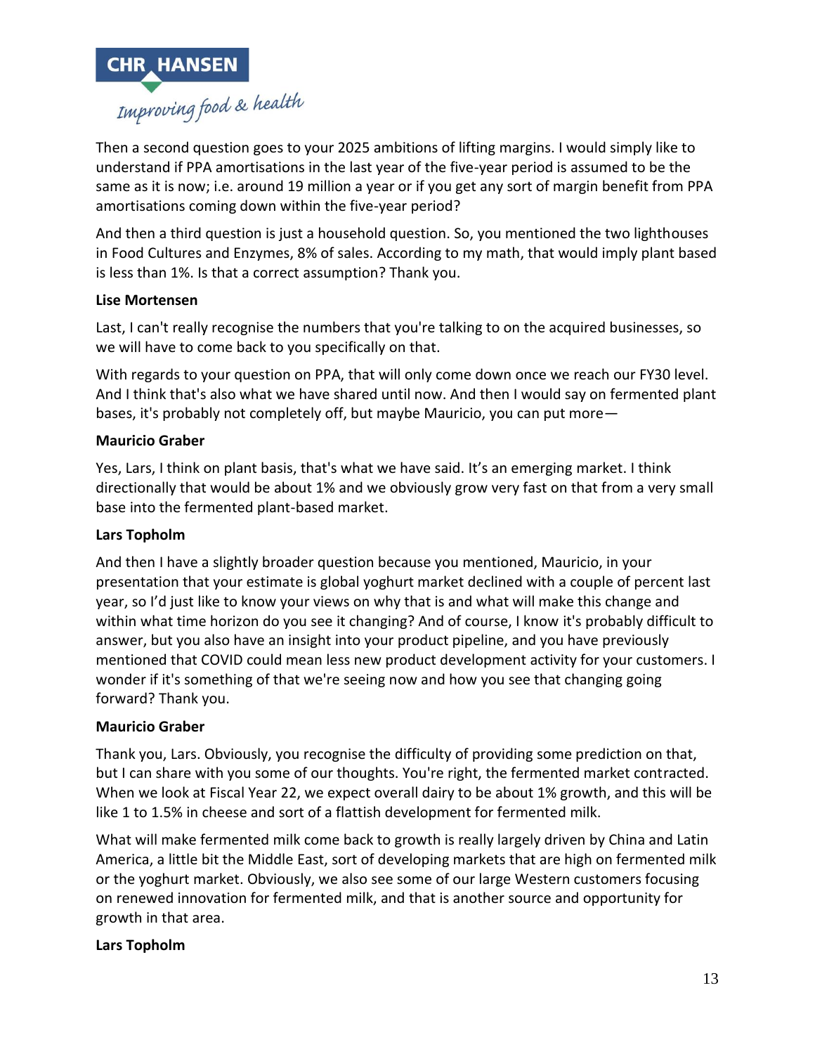Then a second question goes to your 2025 ambitions of lifting margins. I would simply like to understand if PPA amortisations in the last year of the five-year period is assumed to be the same as it is now; i.e. around 19 million a year or if you get any sort of margin benefit from PPA amortisations coming down within the five-year period?

And then a third question is just a household question. So, you mentioned the two lighthouses in Food Cultures and Enzymes, 8% of sales. According to my math, that would imply plant based is less than 1%. Is that a correct assumption? Thank you.

**Lise Mortensen**

Last, I can't really recognise the numbers that you're talking to on the acquired businesses, so we will have to come back to you specifically on that.

With regards to your question on PPA, that will only come down once we reach our FY30 level. And I think that's also what we have shared until now. And then I would say on fermented plant bases, it's probably not completely off, but maybe Mauricio, you can put more—

**Mauricio Graber**

Yes, Lars, I think on plant basis, that's what we have said. It's an emerging market. I think directionally that would be about 1% and we obviously grow very fast on that from a very small base into the fermented plant-based market.

**Lars Topholm**

And then I have a slightly broader question because you mentioned, Mauricio, in your presentation that your estimate is global yoghurt market declined with a couple of percent last year, so I'd just like to know your views on why that is and what will make this change and within what time horizon do you see it changing? And of course, I know it's probably difficult to answer, but you also have an insight into your product pipeline, and you have previously mentioned that COVID could mean less new product development activity for your customers. I wonder if it's something of that we're seeing now and how you see that changing going forward? Thank you.

**Mauricio Graber**

Thank you, Lars. Obviously, you recognise the difficulty of providing some prediction on that, but I can share with you some of our thoughts. You're right, the fermented market contracted. When we look at Fiscal Year 22, we expect overall dairy to be about 1% growth, and this will be like 1 to 1.5% in cheese and sort of a flattish development for fermented milk.

What will make fermented milk come back to growth is really largely driven by China and Latin America, a little bit the Middle East, sort of developing markets that are high on fermented milk or the yoghurt market. Obviously, we also see some of our large Western customers focusing on renewed innovation for fermented milk, and that is another source and opportunity for growth in that area.

**Lars Topholm**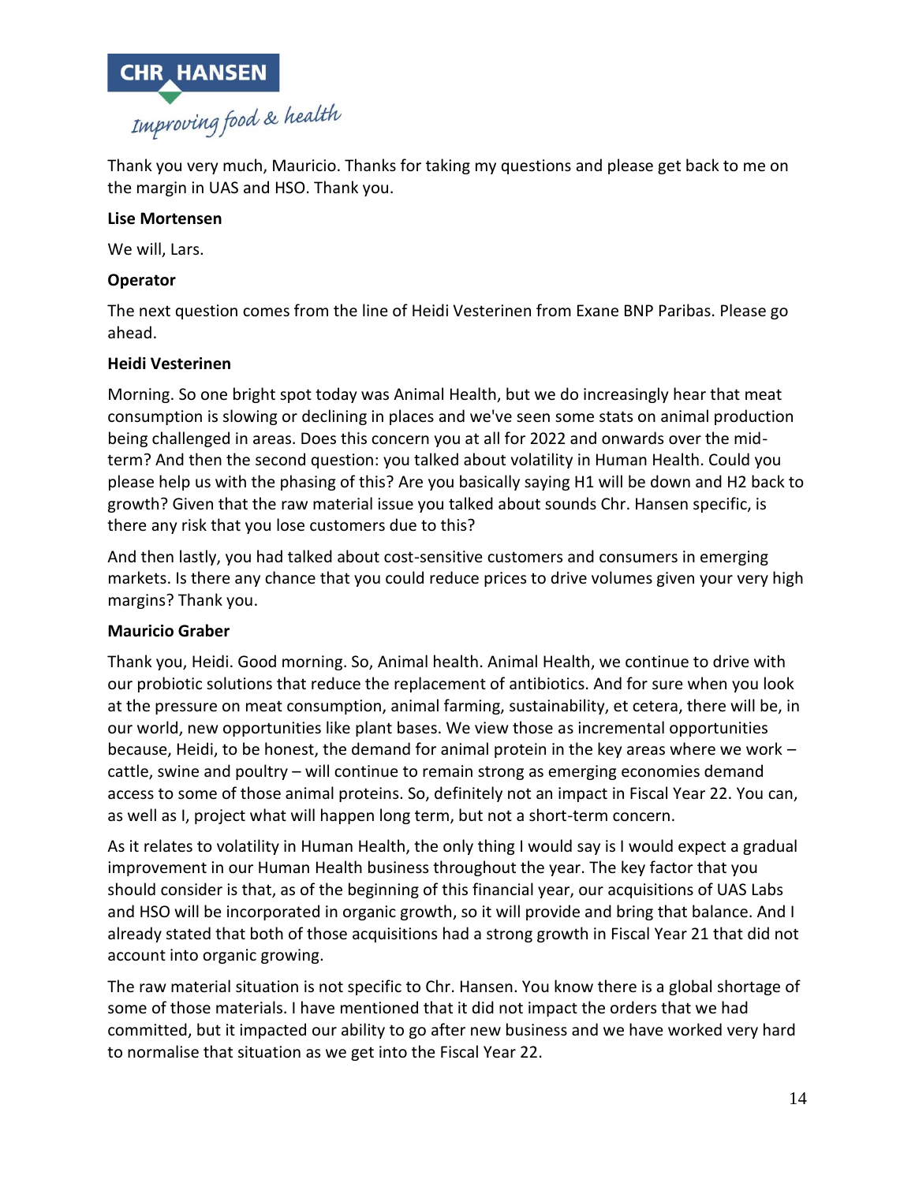Thank you very much, Mauricio. Thanks for taking my questions and please get back to me on the margin in UAS and HSO. Thank you.

**Lise Mortensen**

We will, Lars.

**Operator**

The next question comes from the line of Heidi Vesterinen from Exane BNP Paribas. Please go ahead.

**Heidi Vesterinen**

Morning. So one bright spot today was Animal Health, but we do increasingly hear that meat consumption is slowing or declining in places and we've seen some stats on animal production being challenged in areas. Does this concern you at all for 2022 and onwards over the mid-term? And then the second question: you talked about volatility in Human Health. Could you please help us with the phasing of this? Are you basically saying H1 will be down and H2 back to growth? Given that the raw material issue you talked about sounds Chr. Hansen specific, is there any risk that you lose customers due to this?

And then lastly, you had talked about cost-sensitive customers and consumers in emerging markets. Is there any chance that you could reduce prices to drive volumes given your very high margins? Thank you.

**Mauricio Graber**

Thank you, Heidi. Good morning. So, Animal health. Animal Health, we continue to drive with our probiotic solutions that reduce the replacement of antibiotics. And for sure when you look at the pressure on meat consumption, animal farming, sustainability, et cetera, there will be, in our world, new opportunities like plant bases. We view those as incremental opportunities because, Heidi, to be honest, the demand for animal protein in the key areas where we work – cattle, swine and poultry – will continue to remain strong as emerging economies demand access to some of those animal proteins. So, definitely not an impact in Fiscal Year 22. You can, as well as I, project what will happen long term, but not a short-term concern.

As it relates to volatility in Human Health, the only thing I would say is I would expect a gradual improvement in our Human Health business throughout the year. The key factor that you should consider is that, as of the beginning of this financial year, our acquisitions of UAS Labs and HSO will be incorporated in organic growth, so it will provide and bring that balance. And I already stated that both of those acquisitions had a strong growth in Fiscal Year 21 that did not account into organic growing.

The raw material situation is not specific to Chr. Hansen. You know there is a global shortage of some of those materials. I have mentioned that it did not impact the orders that we had committed, but it impacted our ability to go after new business and we have worked very hard to normalise that situation as we get into the Fiscal Year 22.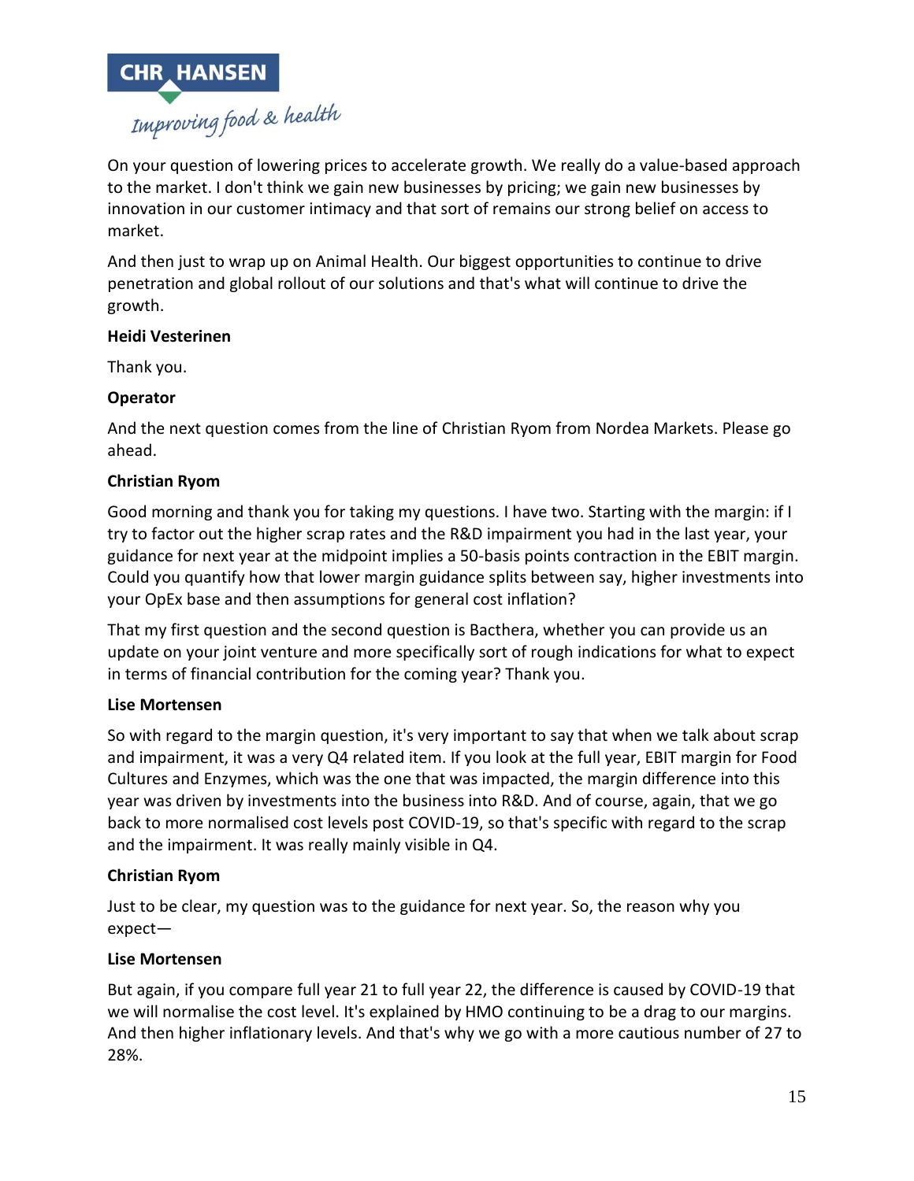On your question of lowering prices to accelerate growth. We really do a value-based approach to the market. I don't think we gain new businesses by pricing; we gain new businesses by innovation in our customer intimacy and that sort of remains our strong belief on access to market.

And then just to wrap up on Animal Health. Our biggest opportunities to continue to drive penetration and global rollout of our solutions and that's what will continue to drive the growth.

**Heidi Vesterinen**

Thank you.

**Operator**

And the next question comes from the line of Christian Ryom from Nordea Markets. Please go ahead.

**Christian Ryom**

Good morning and thank you for taking my questions. I have two. Starting with the margin: if I try to factor out the higher scrap rates and the R&D impairment you had in the last year, your guidance for next year at the midpoint implies a 50-basis points contraction in the EBIT margin. Could you quantify how that lower margin guidance splits between say, higher investments into your OpEx base and then assumptions for general cost inflation?

That my first question and the second question is Bacthera, whether you can provide us an update on your joint venture and more specifically sort of rough indications for what to expect in terms of financial contribution for the coming year? Thank you.

**Lise Mortensen**

So with regard to the margin question, it's very important to say that when we talk about scrap and impairment, it was a very Q4 related item. If you look at the full year, EBIT margin for Food Cultures and Enzymes, which was the one that was impacted, the margin difference into this year was driven by investments into the business into R&D. And of course, again, that we go back to more normalised cost levels post COVID-19, so that's specific with regard to the scrap and the impairment. It was really mainly visible in Q4.

**Christian Ryom**

Just to be clear, my question was to the guidance for next year. So, the reason why you expect—

**Lise Mortensen**

But again, if you compare full year 21 to full year 22, the difference is caused by COVID-19 that we will normalise the cost level. It's explained by HMO continuing to be a drag to our margins. And then higher inflationary levels. And that's why we go with a more cautious number of 27 to 28%.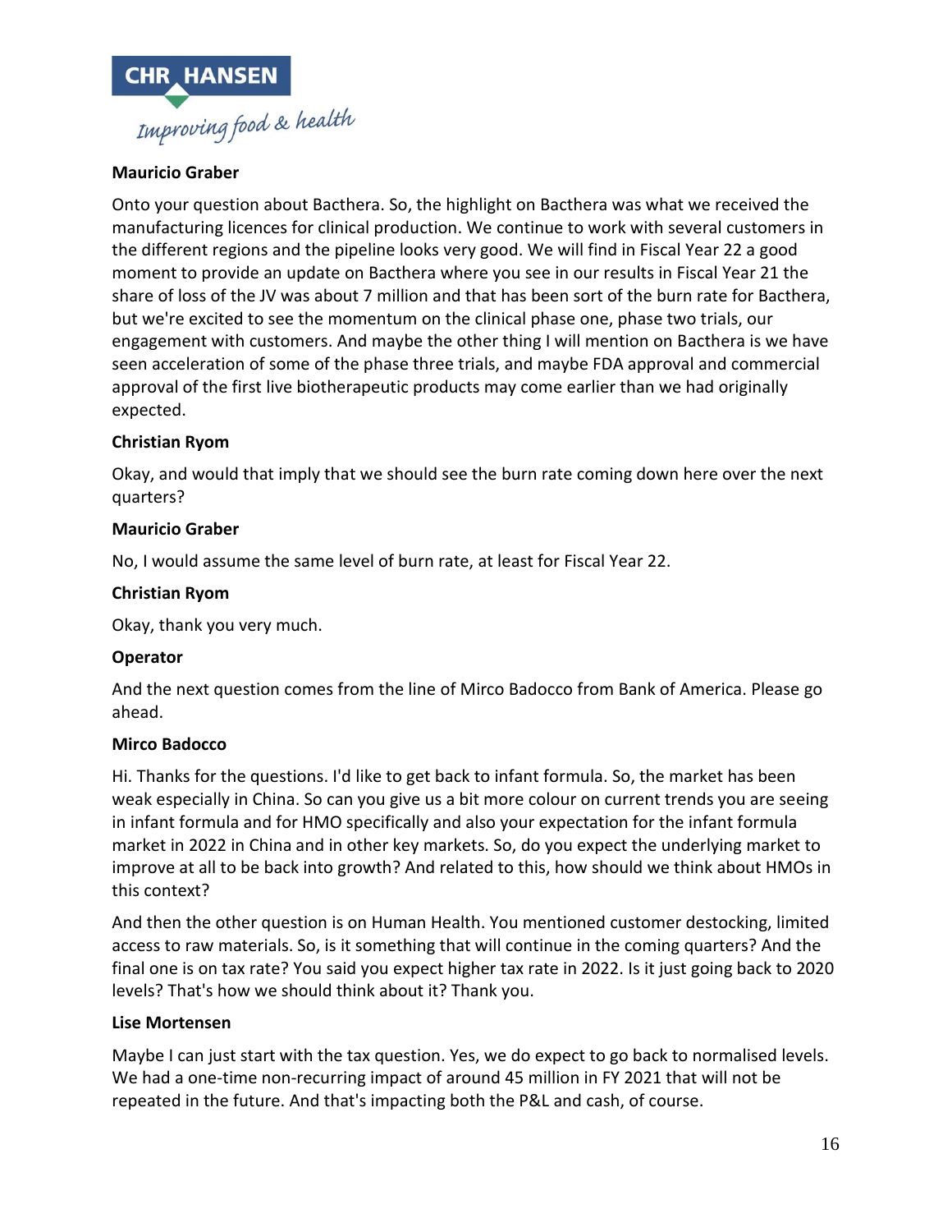**Mauricio Graber**

Onto your question about Bacthera. So, the highlight on Bacthera was what we received the manufacturing licences for clinical production. We continue to work with several customers in the different regions and the pipeline looks very good. We will find in Fiscal Year 22 a good moment to provide an update on Bacthera where you see in our results in Fiscal Year 21 the share of loss of the JV was about 7 million and that has been sort of the burn rate for Bacthera, but we're excited to see the momentum on the clinical phase one, phase two trials, our engagement with customers. And maybe the other thing I will mention on Bacthera is we have seen acceleration of some of the phase three trials, and maybe FDA approval and commercial approval of the first live biotherapeutic products may come earlier than we had originally expected.

**Christian Ryom**

Okay, and would that imply that we should see the burn rate coming down here over the next quarters?

**Mauricio Graber**

No, I would assume the same level of burn rate, at least for Fiscal Year 22.

**Christian Ryom**

Okay, thank you very much.

**Operator**

And the next question comes from the line of Mirco Badocco from Bank of America. Please go ahead.

**Mirco Badocco**

Hi. Thanks for the questions. I'd like to get back to infant formula. So, the market has been weak especially in China. So can you give us a bit more colour on current trends you are seeing in infant formula and for HMO specifically and also your expectation for the infant formula market in 2022 in China and in other key markets. So, do you expect the underlying market to improve at all to be back into growth? And related to this, how should we think about HMOs in this context?

And then the other question is on Human Health. You mentioned customer destocking, limited access to raw materials. So, is it something that will continue in the coming quarters? And the final one is on tax rate? You said you expect higher tax rate in 2022. Is it just going back to 2020 levels? That's how we should think about it? Thank you.

**Lise Mortensen**

Maybe I can just start with the tax question. Yes, we do expect to go back to normalised levels. We had a one-time non-recurring impact of around 45 million in FY 2021 that will not be repeated in the future. And that's impacting both the P&L and cash, of course.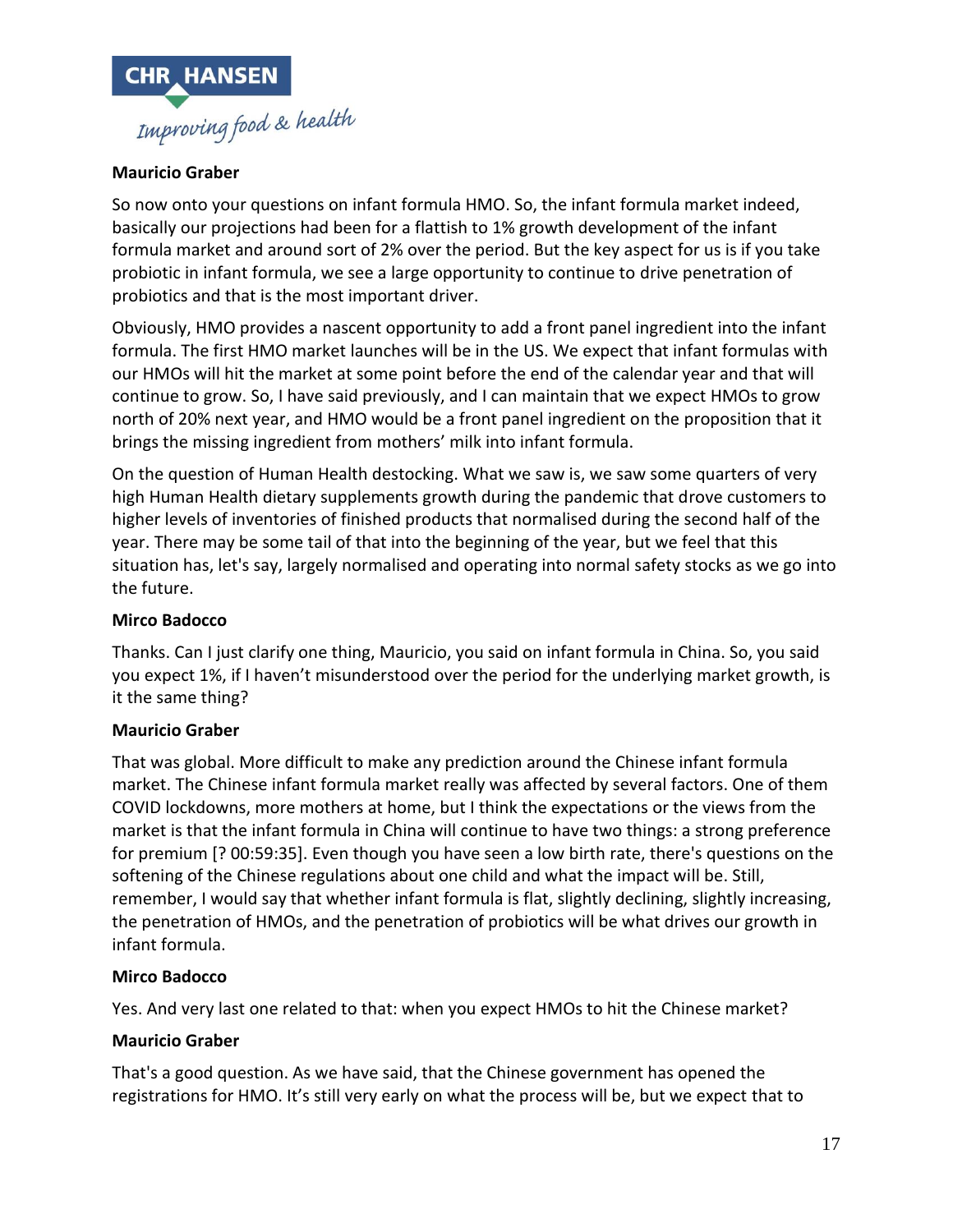**Mauricio Graber**

So now onto your questions on infant formula HMO. So, the infant formula market indeed, basically our projections had been for a flattish to 1% growth development of the infant formula market and around sort of 2% over the period. But the key aspect for us is if you take probiotic in infant formula, we see a large opportunity to continue to drive penetration of probiotics and that is the most important driver.

Obviously, HMO provides a nascent opportunity to add a front panel ingredient into the infant formula. The first HMO market launches will be in the US. We expect that infant formulas with our HMOs will hit the market at some point before the end of the calendar year and that will continue to grow. So, I have said previously, and I can maintain that we expect HMOs to grow north of 20% next year, and HMO would be a front panel ingredient on the proposition that it brings the missing ingredient from mothers' milk into infant formula.

On the question of Human Health destocking. What we saw is, we saw some quarters of very high Human Health dietary supplements growth during the pandemic that drove customers to higher levels of inventories of finished products that normalised during the second half of the year. There may be some tail of that into the beginning of the year, but we feel that this situation has, let's say, largely normalised and operating into normal safety stocks as we go into the future.

**Mirco Badocco**

Thanks. Can I just clarify one thing, Mauricio, you said on infant formula in China. So, you said you expect 1%, if I haven't misunderstood over the period for the underlying market growth, is it the same thing?

**Mauricio Graber**

That was global. More difficult to make any prediction around the Chinese infant formula market. The Chinese infant formula market really was affected by several factors. One of them COVID lockdowns, more mothers at home, but I think the expectations or the views from the market is that the infant formula in China will continue to have two things: a strong preference for premium [? 00:59:35]. Even though you have seen a low birth rate, there's questions on the softening of the Chinese regulations about one child and what the impact will be. Still, remember, I would say that whether infant formula is flat, slightly declining, slightly increasing, the penetration of HMOs, and the penetration of probiotics will be what drives our growth in infant formula.

**Mirco Badocco**

Yes. And very last one related to that: when you expect HMOs to hit the Chinese market?

**Mauricio Graber**

That's a good question. As we have said, that the Chinese government has opened the registrations for HMO. It's still very early on what the process will be, but we expect that to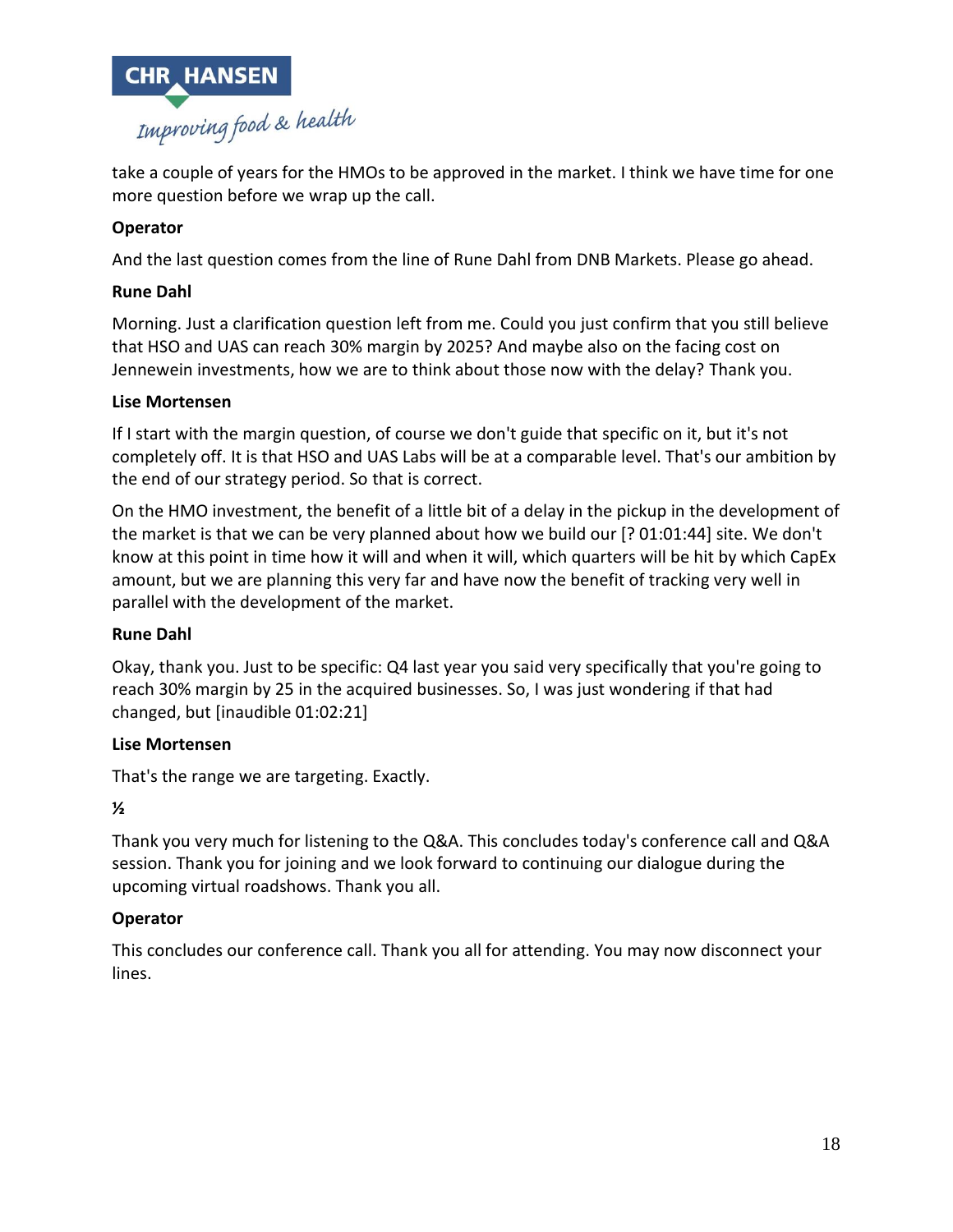take a couple of years for the HMOs to be approved in the market. I think we have time for one more question before we wrap up the call.

**Operator**

And the last question comes from the line of Rune Dahl from DNB Markets. Please go ahead.

**Rune Dahl**

Morning. Just a clarification question left from me. Could you just confirm that you still believe that HSO and UAS can reach 30% margin by 2025? And maybe also on the facing cost on Jennewein investments, how we are to think about those now with the delay? Thank you.

**Lise Mortensen**

If I start with the margin question, of course we don't guide that specific on it, but it's not completely off. It is that HSO and UAS Labs will be at a comparable level. That's our ambition by the end of our strategy period. So that is correct.

On the HMO investment, the benefit of a little bit of a delay in the pickup in the development of the market is that we can be very planned about how we build our [? 01:01:44] site. We don't know at this point in time how it will and when it will, which quarters will be hit by which CapEx amount, but we are planning this very far and have now the benefit of tracking very well in parallel with the development of the market.

**Rune Dahl**

Okay, thank you. Just to be specific: Q4 last year you said very specifically that you're going to reach 30% margin by 25 in the acquired businesses. So, I was just wondering if that had changed, but [inaudible 01:02:21]

**Lise Mortensen**

That's the range we are targeting. Exactly.

**½**

Thank you very much for listening to the Q&A. This concludes today's conference call and Q&A session. Thank you for joining and we look forward to continuing our dialogue during the upcoming virtual roadshows. Thank you all.

**Operator**

This concludes our conference call. Thank you all for attending. You may now disconnect your lines.